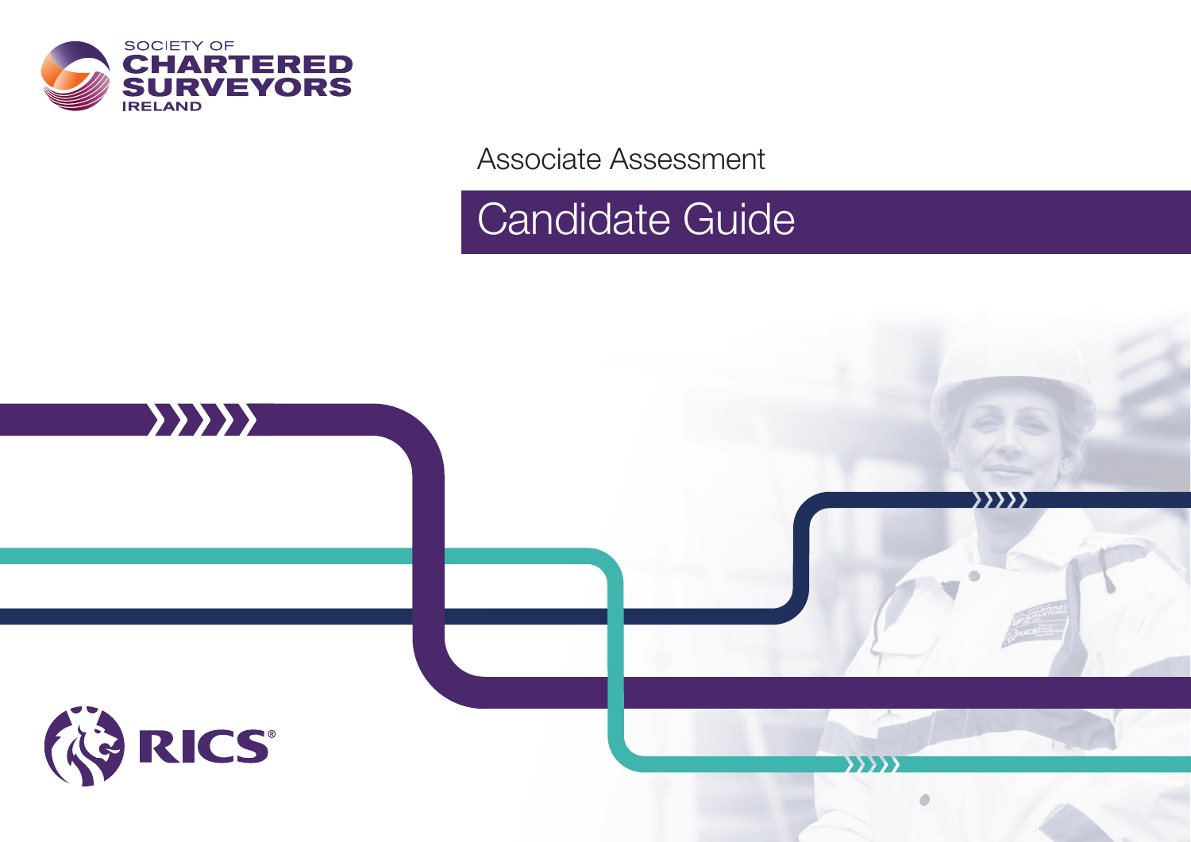SOCIETY OF CHARTERED SURVEYORS IRELAND

Associate Assessment

# Candidate Guide

RICS®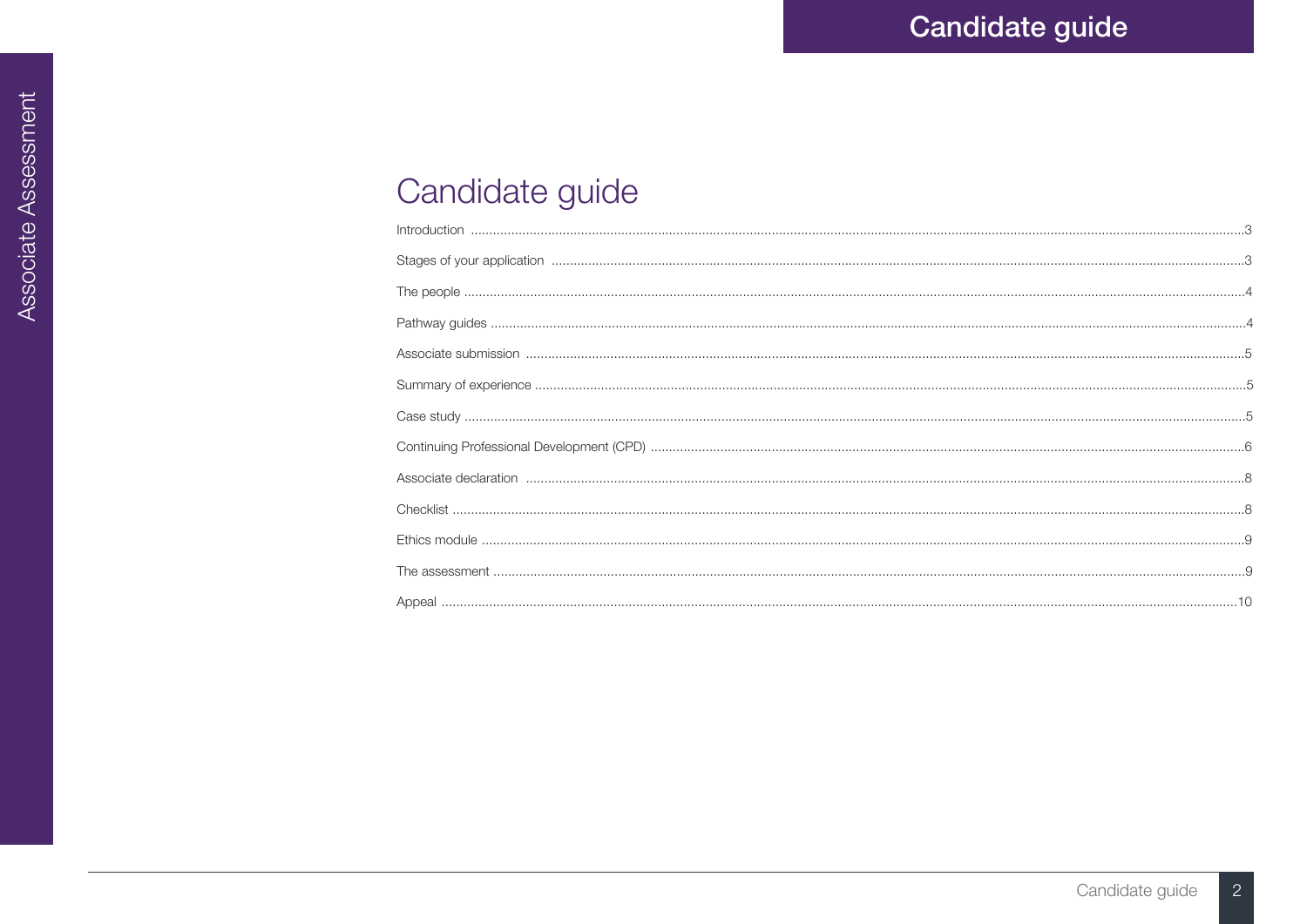# Candidate guide

| Section | Page |
|---|---|
| Introduction | 3 |
| Stages of your application | 3 |
| The people | 4 |
| Pathway guides | 4 |
| Associate submission | 5 |
| Summary of experience | 5 |
| Case study | 5 |
| Continuing Professional Development (CPD) | 6 |
| Associate declaration | 8 |
| Checklist | 8 |
| Ethics module | 9 |
| The assessment | 9 |
| Appeal | 10 |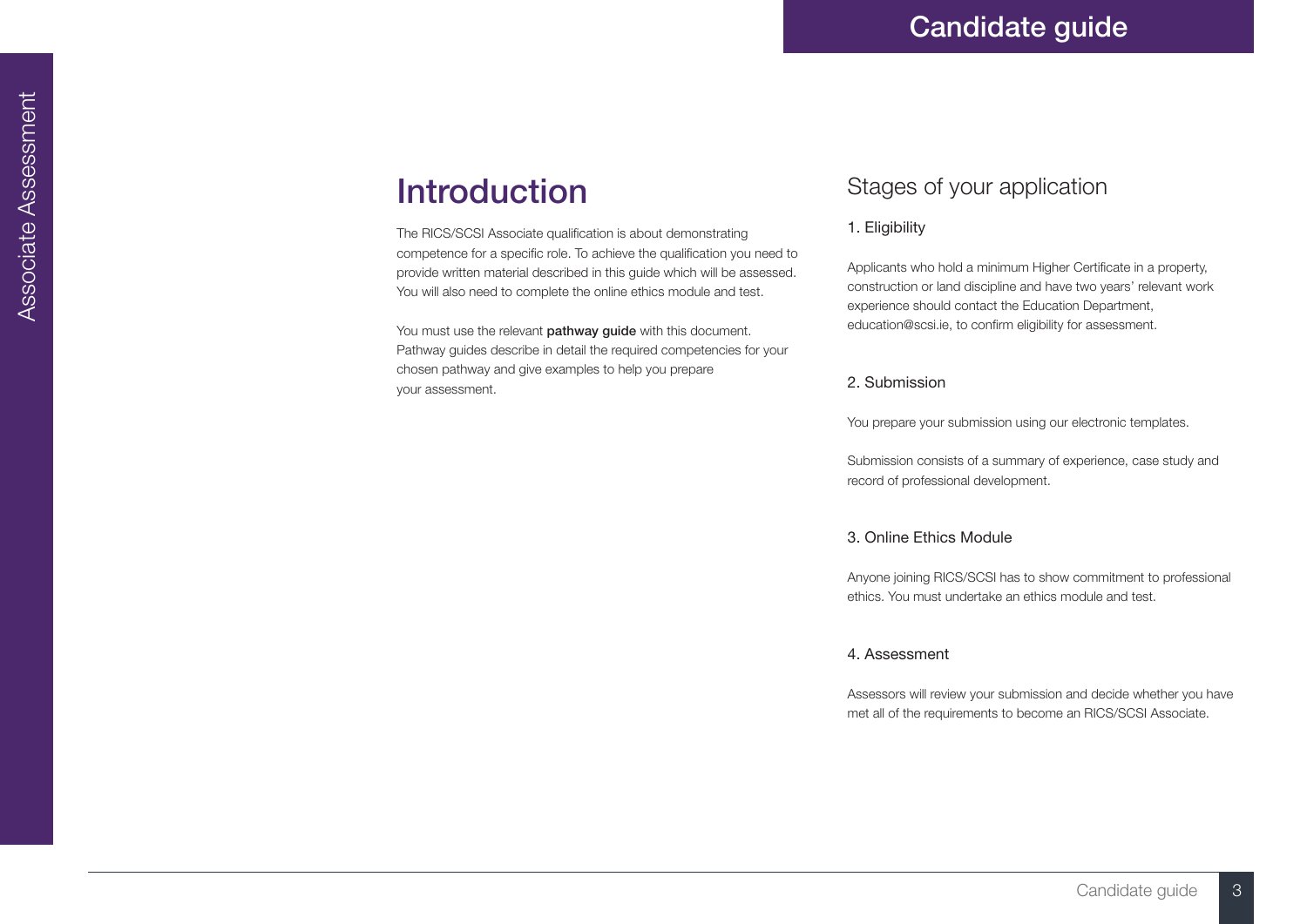# Introduction

The RICS/SCSI Associate qualification is about demonstrating competence for a specific role. To achieve the qualification you need to provide written material described in this guide which will be assessed. You will also need to complete the online ethics module and test.

You must use the relevant **pathway guide** with this document. Pathway guides describe in detail the required competencies for your chosen pathway and give examples to help you prepare your assessment.

## Stages of your application

### 1. Eligibility

Applicants who hold a minimum Higher Certificate in a property, construction or land discipline and have two years' relevant work experience should contact the Education Department, education@scsi.ie, to confirm eligibility for assessment.

### 2. Submission

You prepare your submission using our electronic templates.

Submission consists of a summary of experience, case study and record of professional development.

### 3. Online Ethics Module

Anyone joining RICS/SCSI has to show commitment to professional ethics. You must undertake an ethics module and test.

### 4. Assessment

Assessors will review your submission and decide whether you have met all of the requirements to become an RICS/SCSI Associate.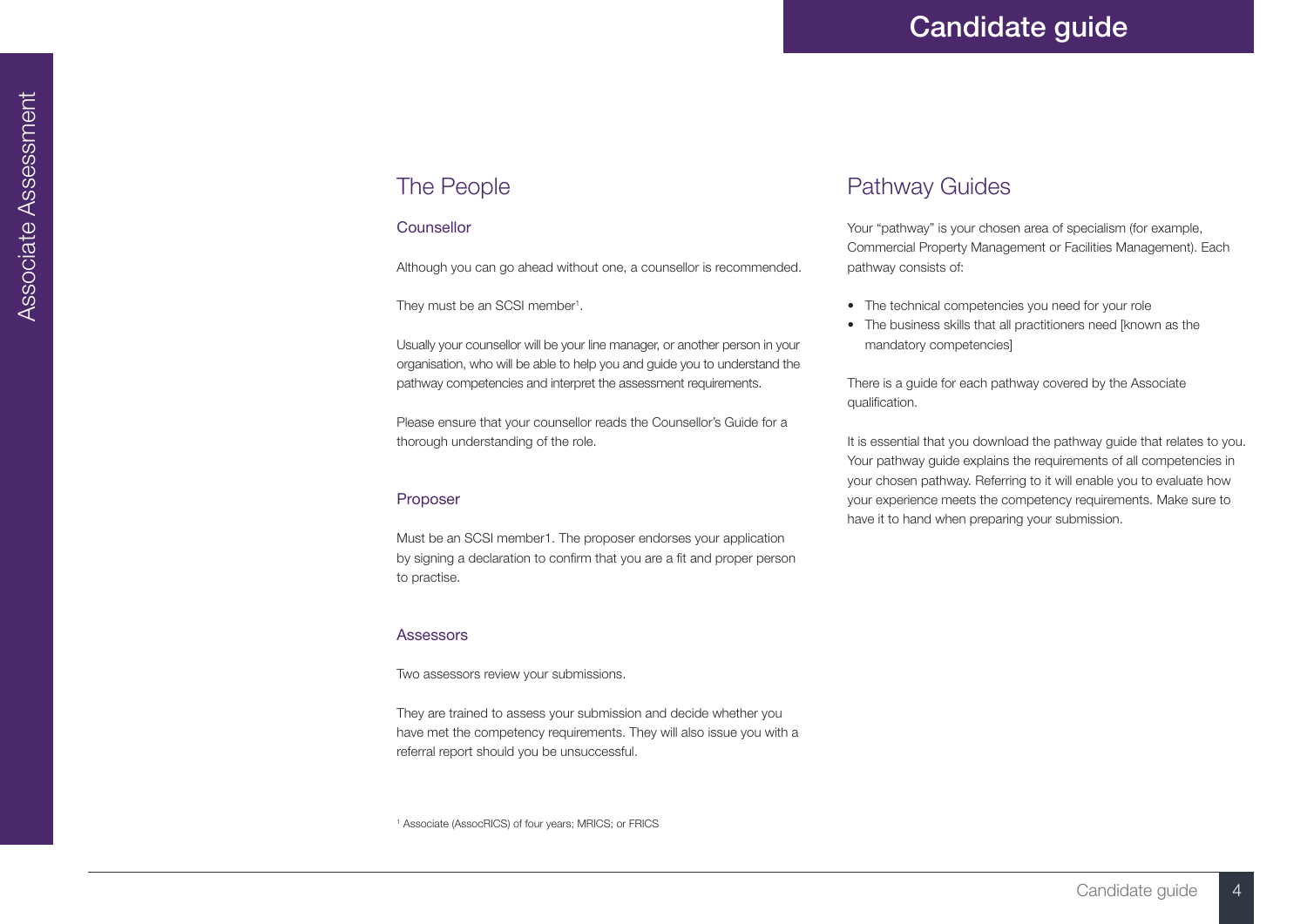## The People

### Counsellor

Although you can go ahead without one, a counsellor is recommended.

They must be an SCSI member[1].

Usually your counsellor will be your line manager, or another person in your organisation, who will be able to help you and guide you to understand the pathway competencies and interpret the assessment requirements.

Please ensure that your counsellor reads the Counsellor's Guide for a thorough understanding of the role.

### Proposer

Must be an SCSI member1. The proposer endorses your application by signing a declaration to confirm that you are a fit and proper person to practise.

### Assessors

Two assessors review your submissions.

They are trained to assess your submission and decide whether you have met the competency requirements. They will also issue you with a referral report should you be unsuccessful.

[1] Associate (AssocRICS) of four years; MRICS; or FRICS

## Pathway Guides

Your "pathway" is your chosen area of specialism (for example, Commercial Property Management or Facilities Management). Each pathway consists of:

- The technical competencies you need for your role
- The business skills that all practitioners need [known as the mandatory competencies]

There is a guide for each pathway covered by the Associate qualification.

It is essential that you download the pathway guide that relates to you. Your pathway guide explains the requirements of all competencies in your chosen pathway. Referring to it will enable you to evaluate how your experience meets the competency requirements. Make sure to have it to hand when preparing your submission.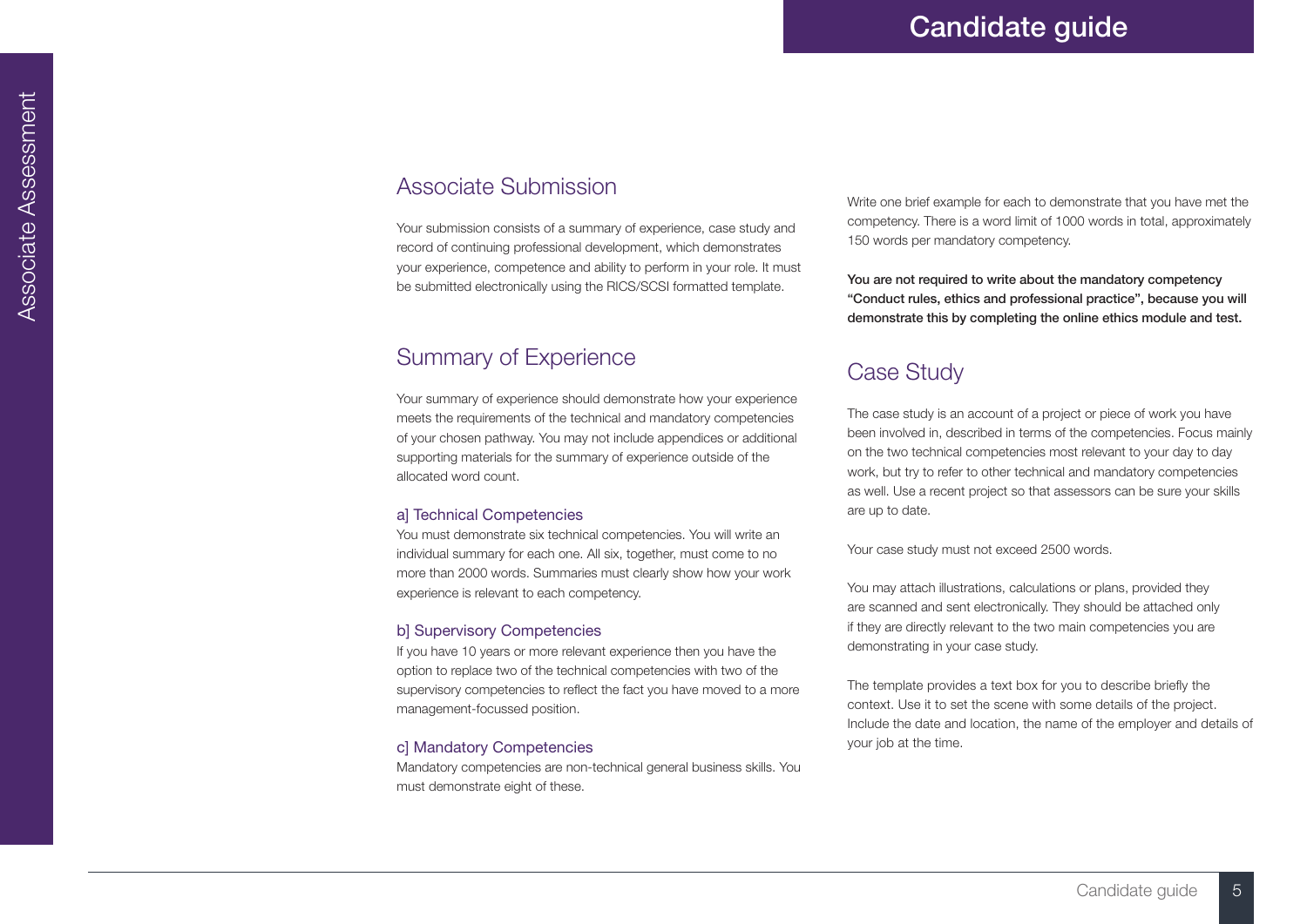## Associate Submission

Your submission consists of a summary of experience, case study and record of continuing professional development, which demonstrates your experience, competence and ability to perform in your role. It must be submitted electronically using the RICS/SCSI formatted template.

## Summary of Experience

Your summary of experience should demonstrate how your experience meets the requirements of the technical and mandatory competencies of your chosen pathway. You may not include appendices or additional supporting materials for the summary of experience outside of the allocated word count.

### a] Technical Competencies

You must demonstrate six technical competencies. You will write an individual summary for each one. All six, together, must come to no more than 2000 words. Summaries must clearly show how your work experience is relevant to each competency.

### b] Supervisory Competencies

If you have 10 years or more relevant experience then you have the option to replace two of the technical competencies with two of the supervisory competencies to reflect the fact you have moved to a more management-focussed position.

### c] Mandatory Competencies

Mandatory competencies are non-technical general business skills. You must demonstrate eight of these.

Write one brief example for each to demonstrate that you have met the competency. There is a word limit of 1000 words in total, approximately 150 words per mandatory competency.

**You are not required to write about the mandatory competency “Conduct rules, ethics and professional practice”, because you will demonstrate this by completing the online ethics module and test.**

## Case Study

The case study is an account of a project or piece of work you have been involved in, described in terms of the competencies. Focus mainly on the two technical competencies most relevant to your day to day work, but try to refer to other technical and mandatory competencies as well. Use a recent project so that assessors can be sure your skills are up to date.

Your case study must not exceed 2500 words.

You may attach illustrations, calculations or plans, provided they are scanned and sent electronically. They should be attached only if they are directly relevant to the two main competencies you are demonstrating in your case study.

The template provides a text box for you to describe briefly the context. Use it to set the scene with some details of the project. Include the date and location, the name of the employer and details of your job at the time.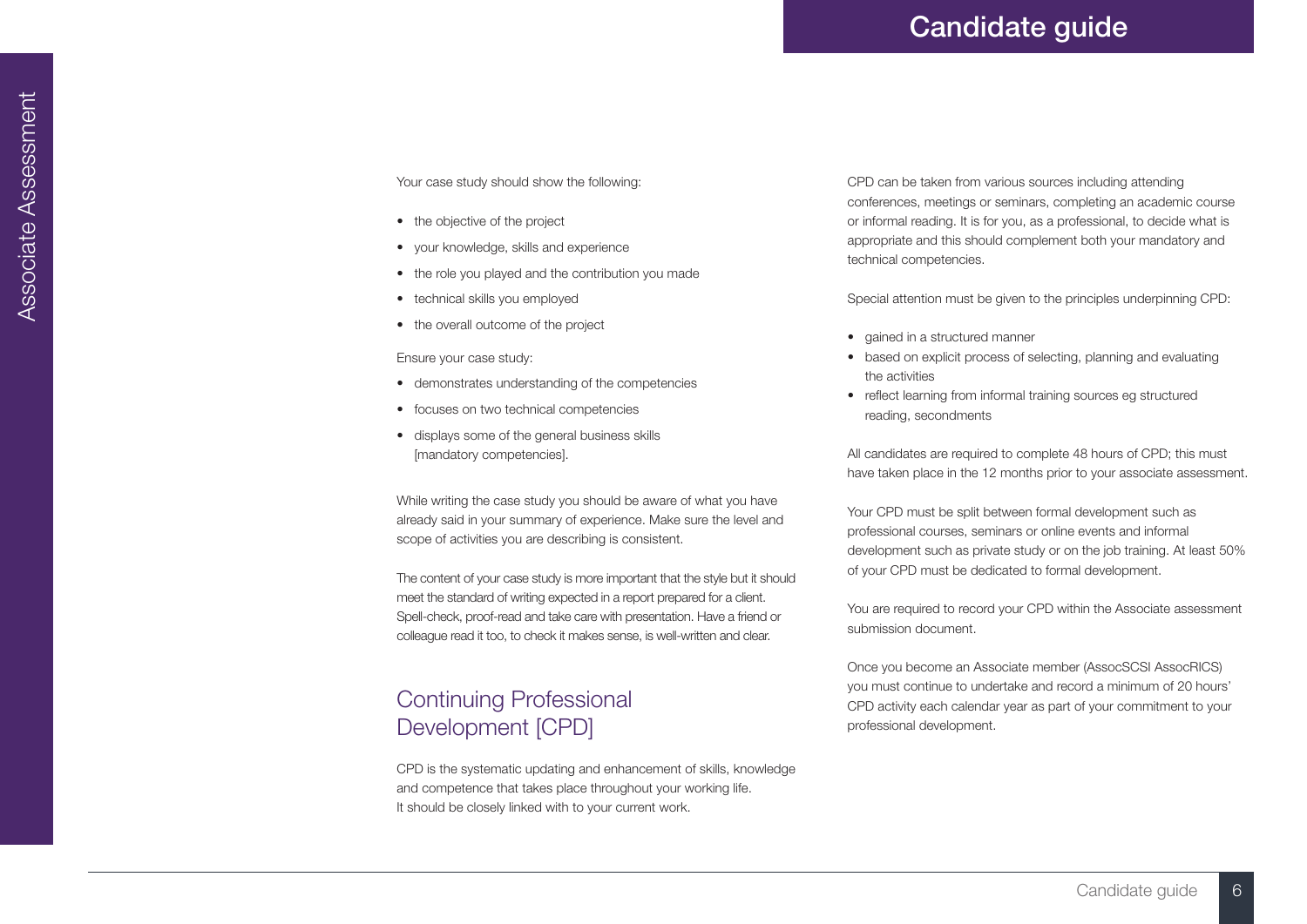Your case study should show the following:

- the objective of the project
- your knowledge, skills and experience
- the role you played and the contribution you made
- technical skills you employed
- the overall outcome of the project

Ensure your case study:

- demonstrates understanding of the competencies
- focuses on two technical competencies
- displays some of the general business skills [mandatory competencies].

While writing the case study you should be aware of what you have already said in your summary of experience. Make sure the level and scope of activities you are describing is consistent.

The content of your case study is more important that the style but it should meet the standard of writing expected in a report prepared for a client. Spell-check, proof-read and take care with presentation. Have a friend or colleague read it too, to check it makes sense, is well-written and clear.

## Continuing Professional Development [CPD]

CPD is the systematic updating and enhancement of skills, knowledge and competence that takes place throughout your working life. It should be closely linked with to your current work.

CPD can be taken from various sources including attending conferences, meetings or seminars, completing an academic course or informal reading. It is for you, as a professional, to decide what is appropriate and this should complement both your mandatory and technical competencies.

Special attention must be given to the principles underpinning CPD:

- gained in a structured manner
- based on explicit process of selecting, planning and evaluating the activities
- reflect learning from informal training sources eg structured reading, secondments

All candidates are required to complete 48 hours of CPD; this must have taken place in the 12 months prior to your associate assessment.

Your CPD must be split between formal development such as professional courses, seminars or online events and informal development such as private study or on the job training. At least 50% of your CPD must be dedicated to formal development.

You are required to record your CPD within the Associate assessment submission document.

Once you become an Associate member (AssocSCSI AssocRICS) you must continue to undertake and record a minimum of 20 hours' CPD activity each calendar year as part of your commitment to your professional development.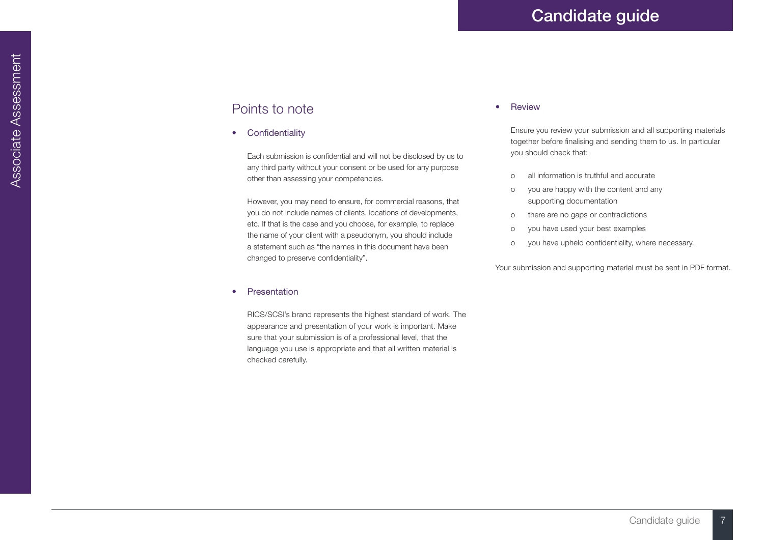## Points to note

- **Confidentiality**

  Each submission is confidential and will not be disclosed by us to any third party without your consent or be used for any purpose other than assessing your competencies.

  However, you may need to ensure, for commercial reasons, that you do not include names of clients, locations of developments, etc. If that is the case and you choose, for example, to replace the name of your client with a pseudonym, you should include a statement such as "the names in this document have been changed to preserve confidentiality".

- **Presentation**

  RICS/SCSI's brand represents the highest standard of work. The appearance and presentation of your work is important. Make sure that your submission is of a professional level, that the language you use is appropriate and that all written material is checked carefully.

- **Review**

  Ensure you review your submission and all supporting materials together before finalising and sending them to us. In particular you should check that:

  - all information is truthful and accurate
  - you are happy with the content and any supporting documentation
  - there are no gaps or contradictions
  - you have used your best examples
  - you have upheld confidentiality, where necessary.

Your submission and supporting material must be sent in PDF format.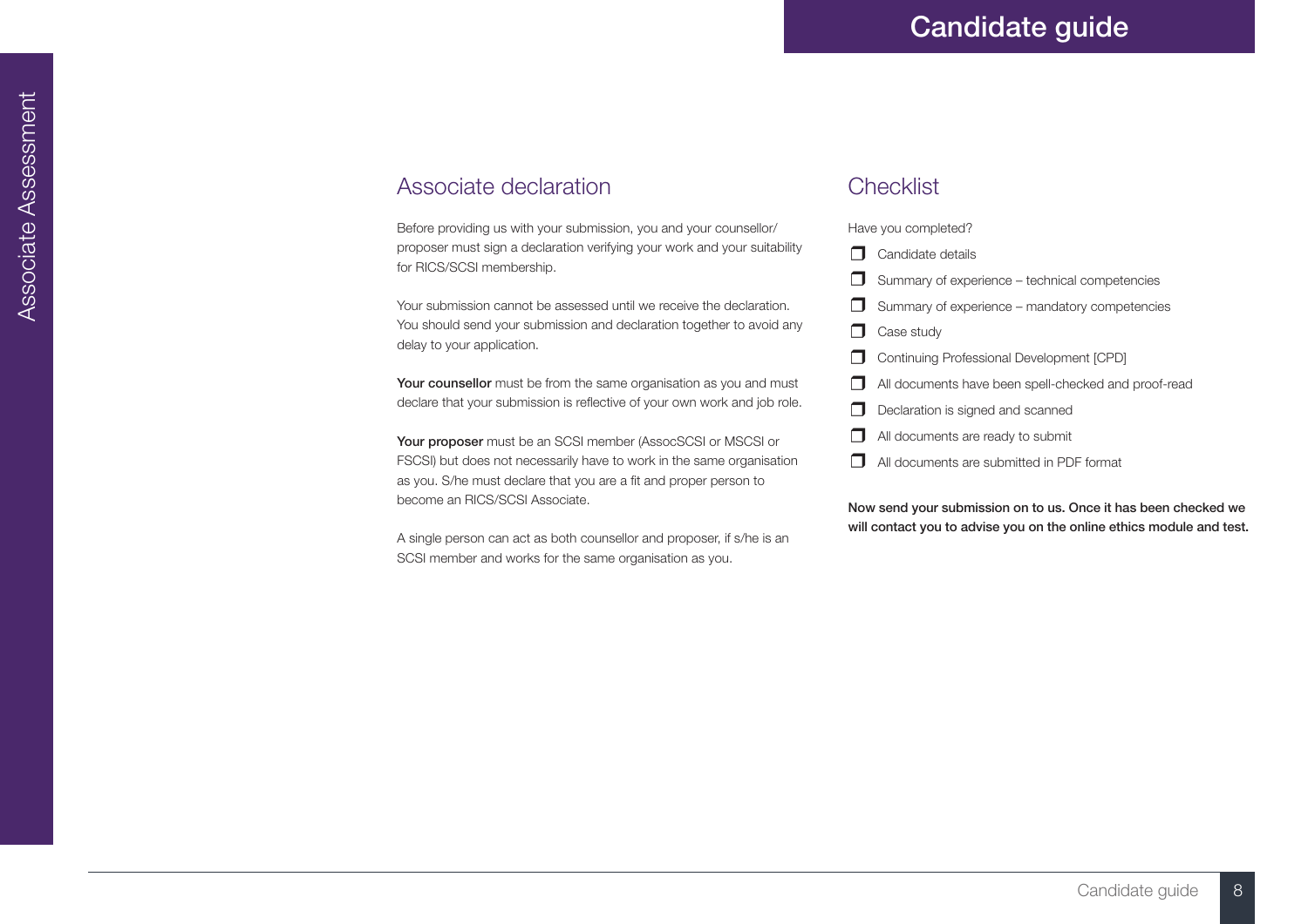## Associate declaration

Before providing us with your submission, you and your counsellor/ proposer must sign a declaration verifying your work and your suitability for RICS/SCSI membership.

Your submission cannot be assessed until we receive the declaration. You should send your submission and declaration together to avoid any delay to your application.

**Your counsellor** must be from the same organisation as you and must declare that your submission is reflective of your own work and job role.

**Your proposer** must be an SCSI member (AssocSCSI or MSCSI or FSCSI) but does not necessarily have to work in the same organisation as you. S/he must declare that you are a fit and proper person to become an RICS/SCSI Associate.

A single person can act as both counsellor and proposer, if s/he is an SCSI member and works for the same organisation as you.

## Checklist

Have you completed?

- ❒ Candidate details
- ❒ Summary of experience – technical competencies
- ❒ Summary of experience – mandatory competencies
- ❒ Case study
- ❒ Continuing Professional Development [CPD]
- ❒ All documents have been spell-checked and proof-read
- ❒ Declaration is signed and scanned
- ❒ All documents are ready to submit
- ❒ All documents are submitted in PDF format

**Now send your submission on to us. Once it has been checked we will contact you to advise you on the online ethics module and test.**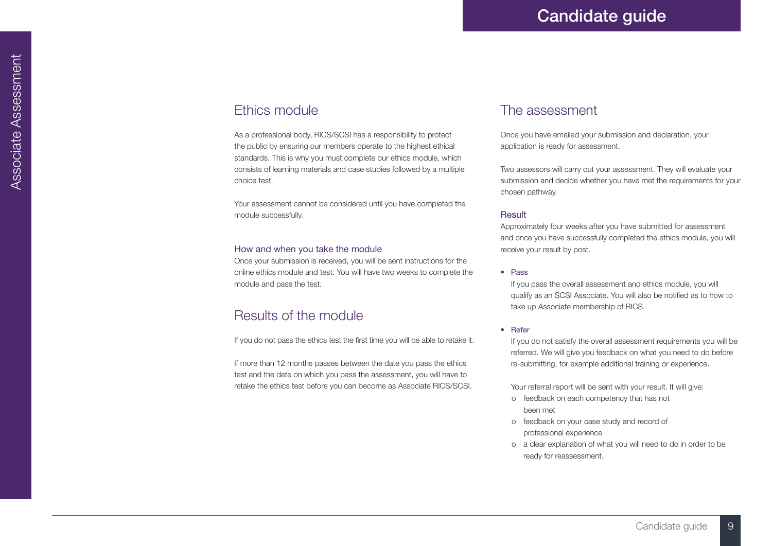## Ethics module

As a professional body, RICS/SCSI has a responsibility to protect the public by ensuring our members operate to the highest ethical standards. This is why you must complete our ethics module, which consists of learning materials and case studies followed by a multiple choice test.

Your assessment cannot be considered until you have completed the module successfully.

### How and when you take the module

Once your submission is received, you will be sent instructions for the online ethics module and test. You will have two weeks to complete the module and pass the test.

## Results of the module

If you do not pass the ethics test the first time you will be able to retake it.

If more than 12 months passes between the date you pass the ethics test and the date on which you pass the assessment, you will have to retake the ethics test before you can become as Associate RICS/SCSI.

## The assessment

Once you have emailed your submission and declaration, your application is ready for assessment.

Two assessors will carry out your assessment. They will evaluate your submission and decide whether you have met the requirements for your chosen pathway.

### Result

Approximately four weeks after you have submitted for assessment and once you have successfully completed the ethics module, you will receive your result by post.

- Pass
  If you pass the overall assessment and ethics module, you will qualify as an SCSI Associate. You will also be notified as to how to take up Associate membership of RICS.

- Refer
  If you do not satisfy the overall assessment requirements you will be referred. We will give you feedback on what you need to do before re-submitting, for example additional training or experience.

  Your referral report will be sent with your result. It will give:
  - feedback on each competency that has not been met
  - feedback on your case study and record of professional experience
  - a clear explanation of what you will need to do in order to be ready for reassessment.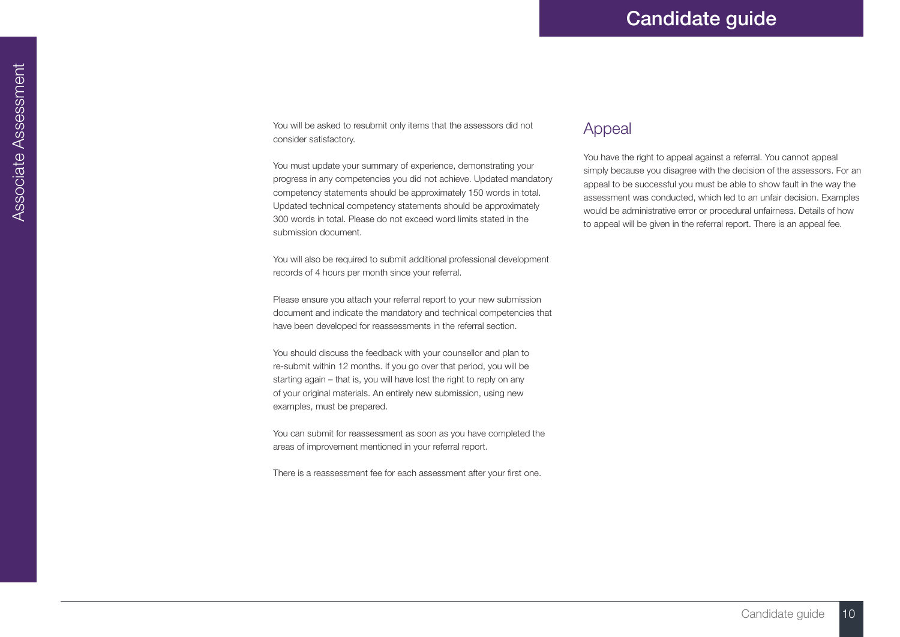You will be asked to resubmit only items that the assessors did not consider satisfactory.

You must update your summary of experience, demonstrating your progress in any competencies you did not achieve. Updated mandatory competency statements should be approximately 150 words in total. Updated technical competency statements should be approximately 300 words in total. Please do not exceed word limits stated in the submission document.

You will also be required to submit additional professional development records of 4 hours per month since your referral.

Please ensure you attach your referral report to your new submission document and indicate the mandatory and technical competencies that have been developed for reassessments in the referral section.

You should discuss the feedback with your counsellor and plan to re-submit within 12 months. If you go over that period, you will be starting again – that is, you will have lost the right to reply on any of your original materials. An entirely new submission, using new examples, must be prepared.

You can submit for reassessment as soon as you have completed the areas of improvement mentioned in your referral report.

There is a reassessment fee for each assessment after your first one.

## Appeal

You have the right to appeal against a referral. You cannot appeal simply because you disagree with the decision of the assessors. For an appeal to be successful you must be able to show fault in the way the assessment was conducted, which led to an unfair decision. Examples would be administrative error or procedural unfairness. Details of how to appeal will be given in the referral report. There is an appeal fee.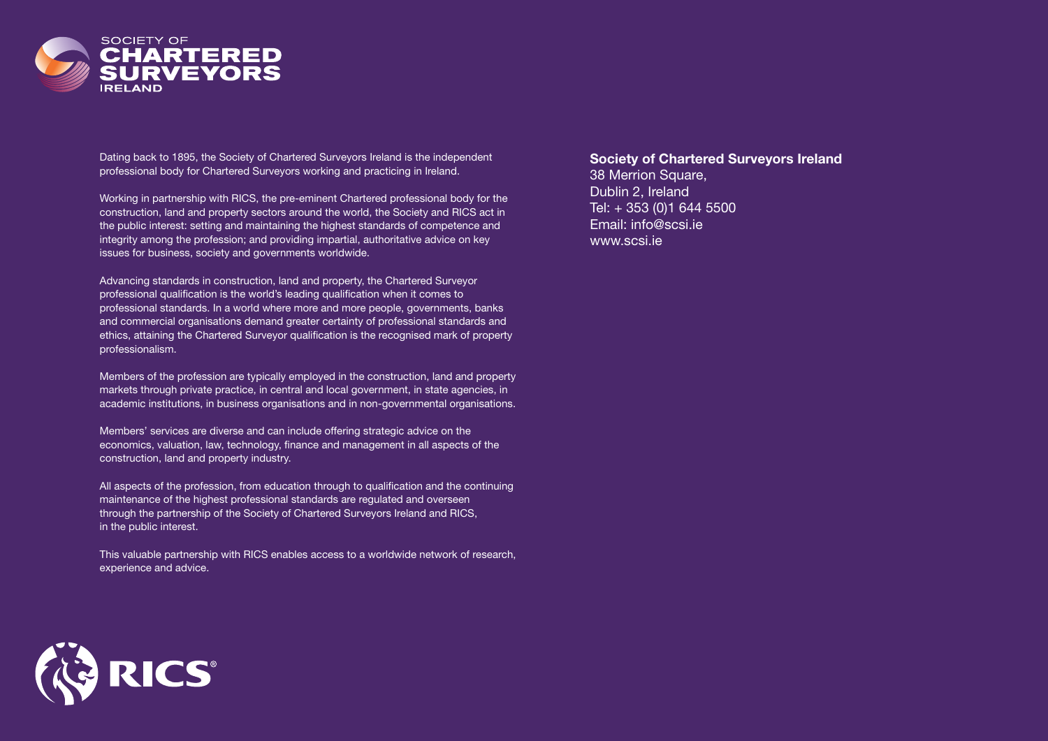SOCIETY OF
CHARTERED
SURVEYORS
IRELAND

Dating back to 1895, the Society of Chartered Surveyors Ireland is the independent professional body for Chartered Surveyors working and practicing in Ireland.

Working in partnership with RICS, the pre-eminent Chartered professional body for the construction, land and property sectors around the world, the Society and RICS act in the public interest: setting and maintaining the highest standards of competence and integrity among the profession; and providing impartial, authoritative advice on key issues for business, society and governments worldwide.

Advancing standards in construction, land and property, the Chartered Surveyor professional qualification is the world's leading qualification when it comes to professional standards. In a world where more and more people, governments, banks and commercial organisations demand greater certainty of professional standards and ethics, attaining the Chartered Surveyor qualification is the recognised mark of property professionalism.

Members of the profession are typically employed in the construction, land and property markets through private practice, in central and local government, in state agencies, in academic institutions, in business organisations and in non-governmental organisations.

Members' services are diverse and can include offering strategic advice on the economics, valuation, law, technology, finance and management in all aspects of the construction, land and property industry.

All aspects of the profession, from education through to qualification and the continuing maintenance of the highest professional standards are regulated and overseen through the partnership of the Society of Chartered Surveyors Ireland and RICS, in the public interest.

This valuable partnership with RICS enables access to a worldwide network of research, experience and advice.

**Society of Chartered Surveyors Ireland**
38 Merrion Square,
Dublin 2, Ireland
Tel: + 353 (0)1 644 5500
Email: info@scsi.ie
www.scsi.ie

RICS®